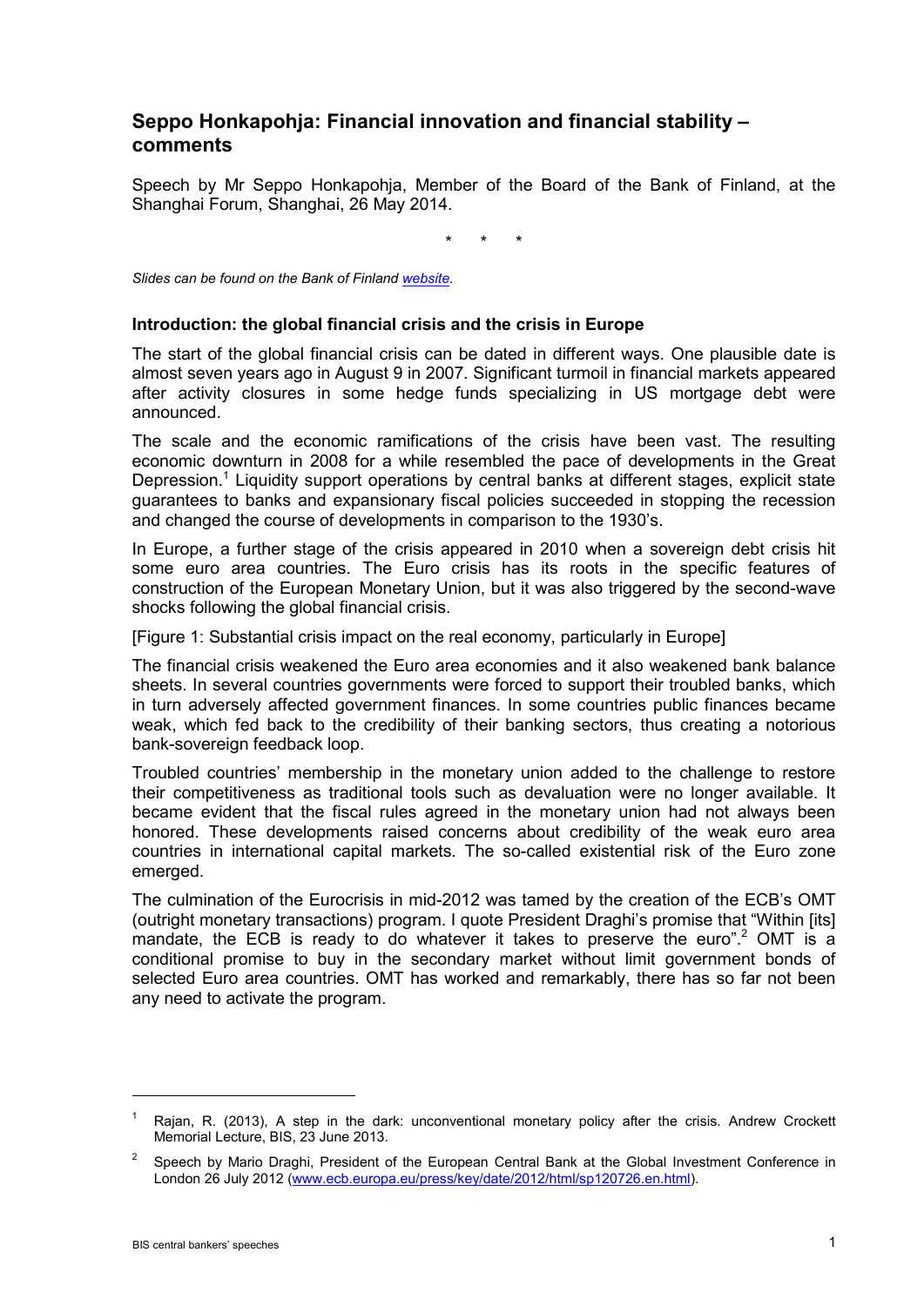# Seppo Honkapohja: Financial innovation and financial stability – comments

Speech by Mr Seppo Honkapohja, Member of the Board of the Bank of Finland, at the Shanghai Forum, Shanghai, 26 May 2014.

\* \* \*

*Slides can be found on the Bank of Finland [website](#).*

## Introduction: the global financial crisis and the crisis in Europe

The start of the global financial crisis can be dated in different ways. One plausible date is almost seven years ago in August 9 in 2007. Significant turmoil in financial markets appeared after activity closures in some hedge funds specializing in US mortgage debt were announced.

The scale and the economic ramifications of the crisis have been vast. The resulting economic downturn in 2008 for a while resembled the pace of developments in the Great Depression.[1] Liquidity support operations by central banks at different stages, explicit state guarantees to banks and expansionary fiscal policies succeeded in stopping the recession and changed the course of developments in comparison to the 1930's.

In Europe, a further stage of the crisis appeared in 2010 when a sovereign debt crisis hit some euro area countries. The Euro crisis has its roots in the specific features of construction of the European Monetary Union, but it was also triggered by the second-wave shocks following the global financial crisis.

[Figure 1: Substantial crisis impact on the real economy, particularly in Europe]

The financial crisis weakened the Euro area economies and it also weakened bank balance sheets. In several countries governments were forced to support their troubled banks, which in turn adversely affected government finances. In some countries public finances became weak, which fed back to the credibility of their banking sectors, thus creating a notorious bank-sovereign feedback loop.

Troubled countries' membership in the monetary union added to the challenge to restore their competitiveness as traditional tools such as devaluation were no longer available. It became evident that the fiscal rules agreed in the monetary union had not always been honored. These developments raised concerns about credibility of the weak euro area countries in international capital markets. The so-called existential risk of the Euro zone emerged.

The culmination of the Eurocrisis in mid-2012 was tamed by the creation of the ECB's OMT (outright monetary transactions) program. I quote President Draghi's promise that "Within [its] mandate, the ECB is ready to do whatever it takes to preserve the euro".[2] OMT is a conditional promise to buy in the secondary market without limit government bonds of selected Euro area countries. OMT has worked and remarkably, there has so far not been any need to activate the program.

---

[1] Rajan, R. (2013), A step in the dark: unconventional monetary policy after the crisis. Andrew Crockett Memorial Lecture, BIS, 23 June 2013.

[2] Speech by Mario Draghi, President of the European Central Bank at the Global Investment Conference in London 26 July 2012 (www.ecb.europa.eu/press/key/date/2012/html/sp120726.en.html).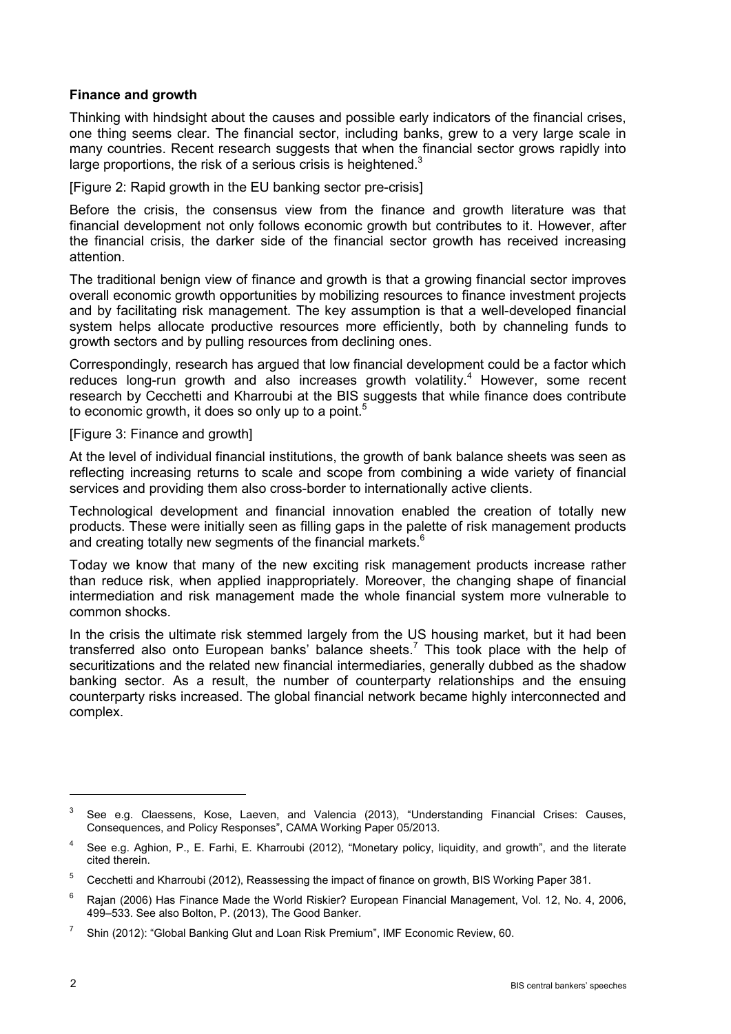**Finance and growth**

Thinking with hindsight about the causes and possible early indicators of the financial crises, one thing seems clear. The financial sector, including banks, grew to a very large scale in many countries. Recent research suggests that when the financial sector grows rapidly into large proportions, the risk of a serious crisis is heightened.[3]

[Figure 2: Rapid growth in the EU banking sector pre-crisis]

Before the crisis, the consensus view from the finance and growth literature was that financial development not only follows economic growth but contributes to it. However, after the financial crisis, the darker side of the financial sector growth has received increasing attention.

The traditional benign view of finance and growth is that a growing financial sector improves overall economic growth opportunities by mobilizing resources to finance investment projects and by facilitating risk management. The key assumption is that a well-developed financial system helps allocate productive resources more efficiently, both by channeling funds to growth sectors and by pulling resources from declining ones.

Correspondingly, research has argued that low financial development could be a factor which reduces long-run growth and also increases growth volatility.[4] However, some recent research by Cecchetti and Kharroubi at the BIS suggests that while finance does contribute to economic growth, it does so only up to a point.[5]

[Figure 3: Finance and growth]

At the level of individual financial institutions, the growth of bank balance sheets was seen as reflecting increasing returns to scale and scope from combining a wide variety of financial services and providing them also cross-border to internationally active clients.

Technological development and financial innovation enabled the creation of totally new products. These were initially seen as filling gaps in the palette of risk management products and creating totally new segments of the financial markets.[6]

Today we know that many of the new exciting risk management products increase rather than reduce risk, when applied inappropriately. Moreover, the changing shape of financial intermediation and risk management made the whole financial system more vulnerable to common shocks.

In the crisis the ultimate risk stemmed largely from the US housing market, but it had been transferred also onto European banks' balance sheets.[7] This took place with the help of securitizations and the related new financial intermediaries, generally dubbed as the shadow banking sector. As a result, the number of counterparty relationships and the ensuing counterparty risks increased. The global financial network became highly interconnected and complex.

---

[3] See e.g. Claessens, Kose, Laeven, and Valencia (2013), "Understanding Financial Crises: Causes, Consequences, and Policy Responses", CAMA Working Paper 05/2013.

[4] See e.g. Aghion, P., E. Farhi, E. Kharroubi (2012), "Monetary policy, liquidity, and growth", and the literate cited therein.

[5] Cecchetti and Kharroubi (2012), Reassessing the impact of finance on growth, BIS Working Paper 381.

[6] Rajan (2006) Has Finance Made the World Riskier? European Financial Management, Vol. 12, No. 4, 2006, 499–533. See also Bolton, P. (2013), The Good Banker.

[7] Shin (2012): "Global Banking Glut and Loan Risk Premium", IMF Economic Review, 60.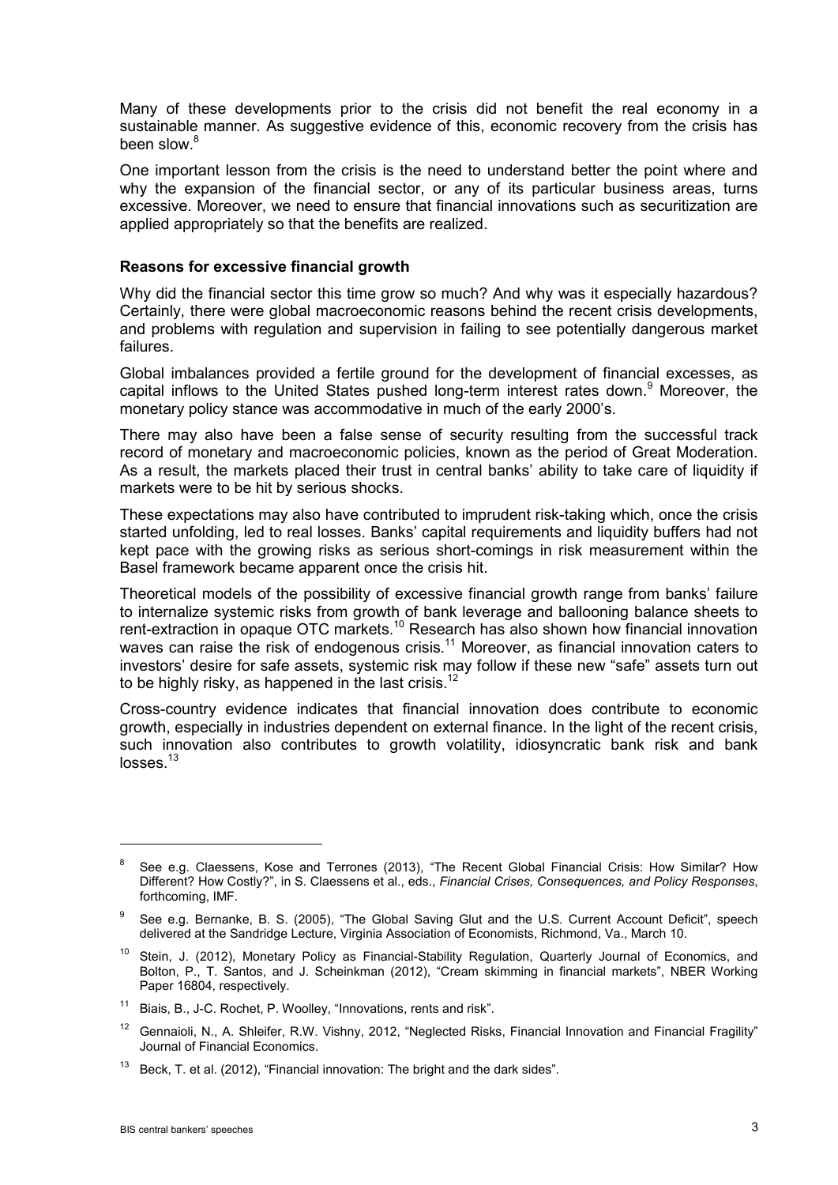Many of these developments prior to the crisis did not benefit the real economy in a sustainable manner. As suggestive evidence of this, economic recovery from the crisis has been slow.[8]

One important lesson from the crisis is the need to understand better the point where and why the expansion of the financial sector, or any of its particular business areas, turns excessive. Moreover, we need to ensure that financial innovations such as securitization are applied appropriately so that the benefits are realized.

**Reasons for excessive financial growth**

Why did the financial sector this time grow so much? And why was it especially hazardous? Certainly, there were global macroeconomic reasons behind the recent crisis developments, and problems with regulation and supervision in failing to see potentially dangerous market failures.

Global imbalances provided a fertile ground for the development of financial excesses, as capital inflows to the United States pushed long-term interest rates down.[9] Moreover, the monetary policy stance was accommodative in much of the early 2000's.

There may also have been a false sense of security resulting from the successful track record of monetary and macroeconomic policies, known as the period of Great Moderation. As a result, the markets placed their trust in central banks' ability to take care of liquidity if markets were to be hit by serious shocks.

These expectations may also have contributed to imprudent risk-taking which, once the crisis started unfolding, led to real losses. Banks' capital requirements and liquidity buffers had not kept pace with the growing risks as serious short-comings in risk measurement within the Basel framework became apparent once the crisis hit.

Theoretical models of the possibility of excessive financial growth range from banks' failure to internalize systemic risks from growth of bank leverage and ballooning balance sheets to rent-extraction in opaque OTC markets.[10] Research has also shown how financial innovation waves can raise the risk of endogenous crisis.[11] Moreover, as financial innovation caters to investors' desire for safe assets, systemic risk may follow if these new "safe" assets turn out to be highly risky, as happened in the last crisis.[12]

Cross-country evidence indicates that financial innovation does contribute to economic growth, especially in industries dependent on external finance. In the light of the recent crisis, such innovation also contributes to growth volatility, idiosyncratic bank risk and bank losses.[13]

---

[8] See e.g. Claessens, Kose and Terrones (2013), "The Recent Global Financial Crisis: How Similar? How Different? How Costly?", in S. Claessens et al., eds., *Financial Crises, Consequences, and Policy Responses*, forthcoming, IMF.

[9] See e.g. Bernanke, B. S. (2005), "The Global Saving Glut and the U.S. Current Account Deficit", speech delivered at the Sandridge Lecture, Virginia Association of Economists, Richmond, Va., March 10.

[10] Stein, J. (2012), Monetary Policy as Financial-Stability Regulation, Quarterly Journal of Economics, and Bolton, P., T. Santos, and J. Scheinkman (2012), "Cream skimming in financial markets", NBER Working Paper 16804, respectively.

[11] Biais, B., J-C. Rochet, P. Woolley, "Innovations, rents and risk".

[12] Gennaioli, N., A. Shleifer, R.W. Vishny, 2012, "Neglected Risks, Financial Innovation and Financial Fragility" Journal of Financial Economics.

[13] Beck, T. et al. (2012), "Financial innovation: The bright and the dark sides".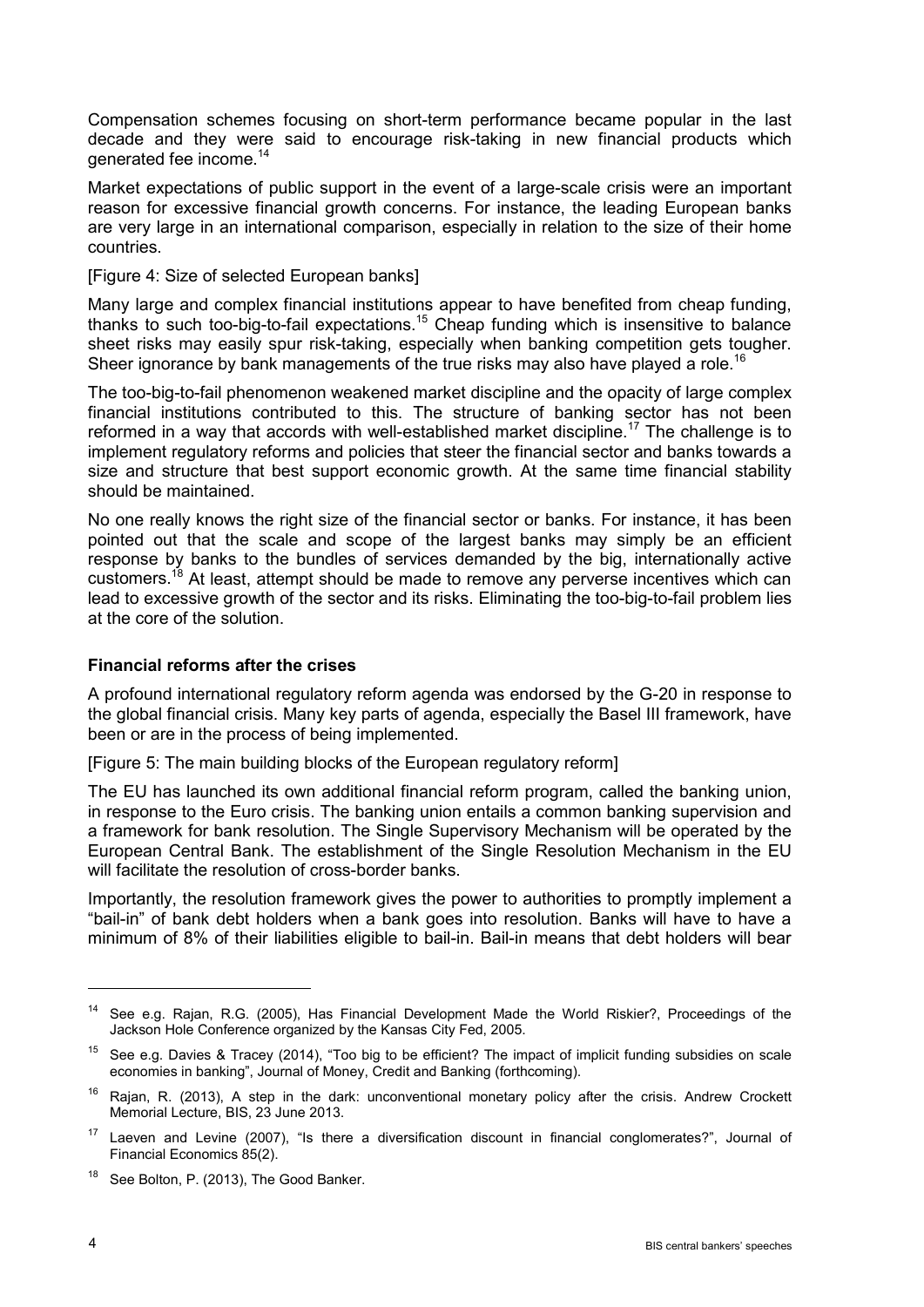Compensation schemes focusing on short-term performance became popular in the last decade and they were said to encourage risk-taking in new financial products which generated fee income.[14]

Market expectations of public support in the event of a large-scale crisis were an important reason for excessive financial growth concerns. For instance, the leading European banks are very large in an international comparison, especially in relation to the size of their home countries.

[Figure 4: Size of selected European banks]

Many large and complex financial institutions appear to have benefited from cheap funding, thanks to such too-big-to-fail expectations.[15] Cheap funding which is insensitive to balance sheet risks may easily spur risk-taking, especially when banking competition gets tougher. Sheer ignorance by bank managements of the true risks may also have played a role.[16]

The too-big-to-fail phenomenon weakened market discipline and the opacity of large complex financial institutions contributed to this. The structure of banking sector has not been reformed in a way that accords with well-established market discipline.[17] The challenge is to implement regulatory reforms and policies that steer the financial sector and banks towards a size and structure that best support economic growth. At the same time financial stability should be maintained.

No one really knows the right size of the financial sector or banks. For instance, it has been pointed out that the scale and scope of the largest banks may simply be an efficient response by banks to the bundles of services demanded by the big, internationally active customers.[18] At least, attempt should be made to remove any perverse incentives which can lead to excessive growth of the sector and its risks. Eliminating the too-big-to-fail problem lies at the core of the solution.

**Financial reforms after the crises**

A profound international regulatory reform agenda was endorsed by the G-20 in response to the global financial crisis. Many key parts of agenda, especially the Basel III framework, have been or are in the process of being implemented.

[Figure 5: The main building blocks of the European regulatory reform]

The EU has launched its own additional financial reform program, called the banking union, in response to the Euro crisis. The banking union entails a common banking supervision and a framework for bank resolution. The Single Supervisory Mechanism will be operated by the European Central Bank. The establishment of the Single Resolution Mechanism in the EU will facilitate the resolution of cross-border banks.

Importantly, the resolution framework gives the power to authorities to promptly implement a "bail-in" of bank debt holders when a bank goes into resolution. Banks will have to have a minimum of 8% of their liabilities eligible to bail-in. Bail-in means that debt holders will bear

---

[14] See e.g. Rajan, R.G. (2005), Has Financial Development Made the World Riskier?, Proceedings of the Jackson Hole Conference organized by the Kansas City Fed, 2005.

[15] See e.g. Davies & Tracey (2014), "Too big to be efficient? The impact of implicit funding subsidies on scale economies in banking", Journal of Money, Credit and Banking (forthcoming).

[16] Rajan, R. (2013), A step in the dark: unconventional monetary policy after the crisis. Andrew Crockett Memorial Lecture, BIS, 23 June 2013.

[17] Laeven and Levine (2007), "Is there a diversification discount in financial conglomerates?", Journal of Financial Economics 85(2).

[18] See Bolton, P. (2013), The Good Banker.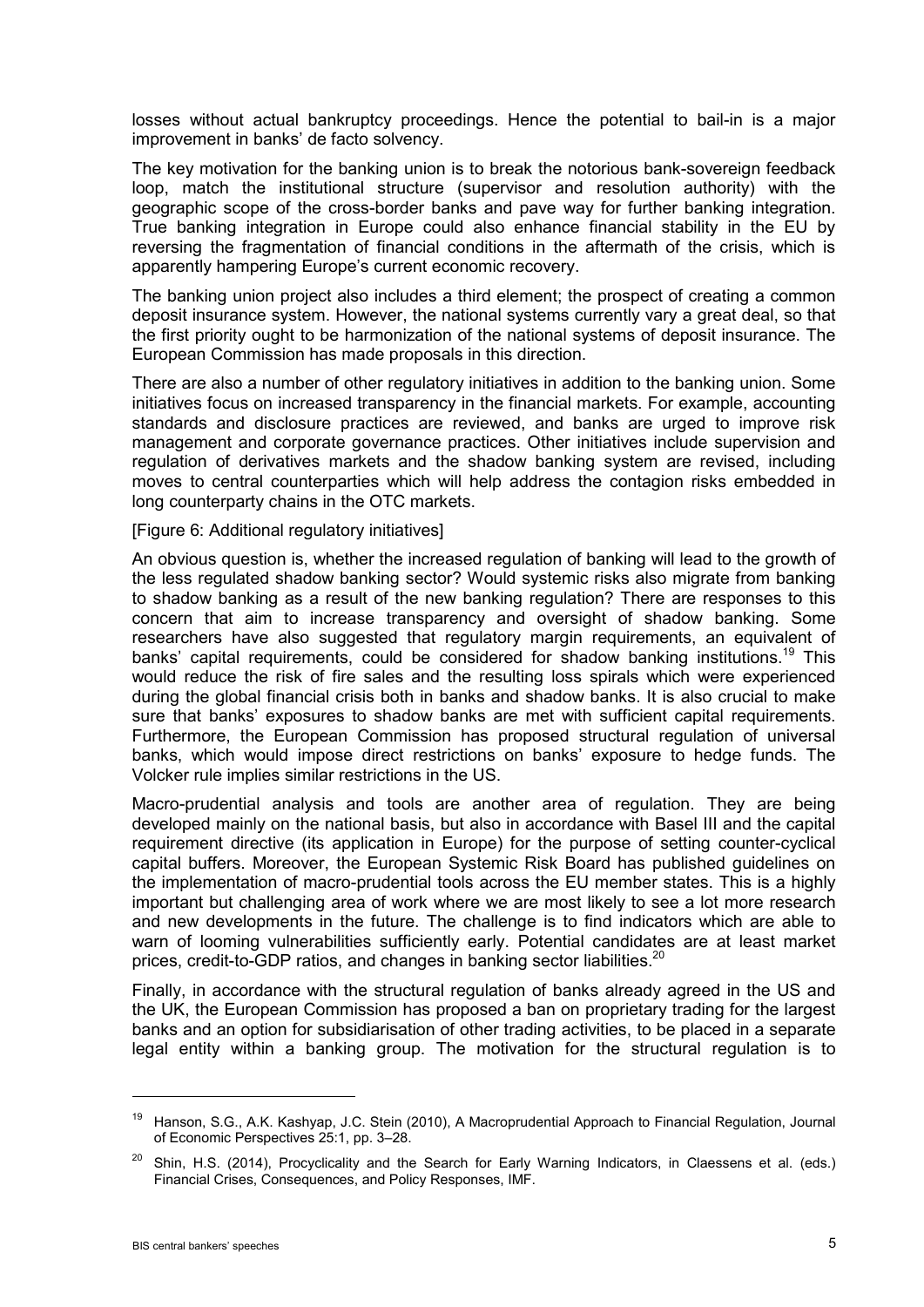losses without actual bankruptcy proceedings. Hence the potential to bail-in is a major improvement in banks' de facto solvency.

The key motivation for the banking union is to break the notorious bank-sovereign feedback loop, match the institutional structure (supervisor and resolution authority) with the geographic scope of the cross-border banks and pave way for further banking integration. True banking integration in Europe could also enhance financial stability in the EU by reversing the fragmentation of financial conditions in the aftermath of the crisis, which is apparently hampering Europe's current economic recovery.

The banking union project also includes a third element; the prospect of creating a common deposit insurance system. However, the national systems currently vary a great deal, so that the first priority ought to be harmonization of the national systems of deposit insurance. The European Commission has made proposals in this direction.

There are also a number of other regulatory initiatives in addition to the banking union. Some initiatives focus on increased transparency in the financial markets. For example, accounting standards and disclosure practices are reviewed, and banks are urged to improve risk management and corporate governance practices. Other initiatives include supervision and regulation of derivatives markets and the shadow banking system are revised, including moves to central counterparties which will help address the contagion risks embedded in long counterparty chains in the OTC markets.

[Figure 6: Additional regulatory initiatives]

An obvious question is, whether the increased regulation of banking will lead to the growth of the less regulated shadow banking sector? Would systemic risks also migrate from banking to shadow banking as a result of the new banking regulation? There are responses to this concern that aim to increase transparency and oversight of shadow banking. Some researchers have also suggested that regulatory margin requirements, an equivalent of banks' capital requirements, could be considered for shadow banking institutions.[19] This would reduce the risk of fire sales and the resulting loss spirals which were experienced during the global financial crisis both in banks and shadow banks. It is also crucial to make sure that banks' exposures to shadow banks are met with sufficient capital requirements. Furthermore, the European Commission has proposed structural regulation of universal banks, which would impose direct restrictions on banks' exposure to hedge funds. The Volcker rule implies similar restrictions in the US.

Macro-prudential analysis and tools are another area of regulation. They are being developed mainly on the national basis, but also in accordance with Basel III and the capital requirement directive (its application in Europe) for the purpose of setting counter-cyclical capital buffers. Moreover, the European Systemic Risk Board has published guidelines on the implementation of macro-prudential tools across the EU member states. This is a highly important but challenging area of work where we are most likely to see a lot more research and new developments in the future. The challenge is to find indicators which are able to warn of looming vulnerabilities sufficiently early. Potential candidates are at least market prices, credit-to-GDP ratios, and changes in banking sector liabilities.[20]

Finally, in accordance with the structural regulation of banks already agreed in the US and the UK, the European Commission has proposed a ban on proprietary trading for the largest banks and an option for subsidiarisation of other trading activities, to be placed in a separate legal entity within a banking group. The motivation for the structural regulation is to

---

[19] Hanson, S.G., A.K. Kashyap, J.C. Stein (2010), A Macroprudential Approach to Financial Regulation, Journal of Economic Perspectives 25:1, pp. 3–28.

[20] Shin, H.S. (2014), Procyclicality and the Search for Early Warning Indicators, in Claessens et al. (eds.) Financial Crises, Consequences, and Policy Responses, IMF.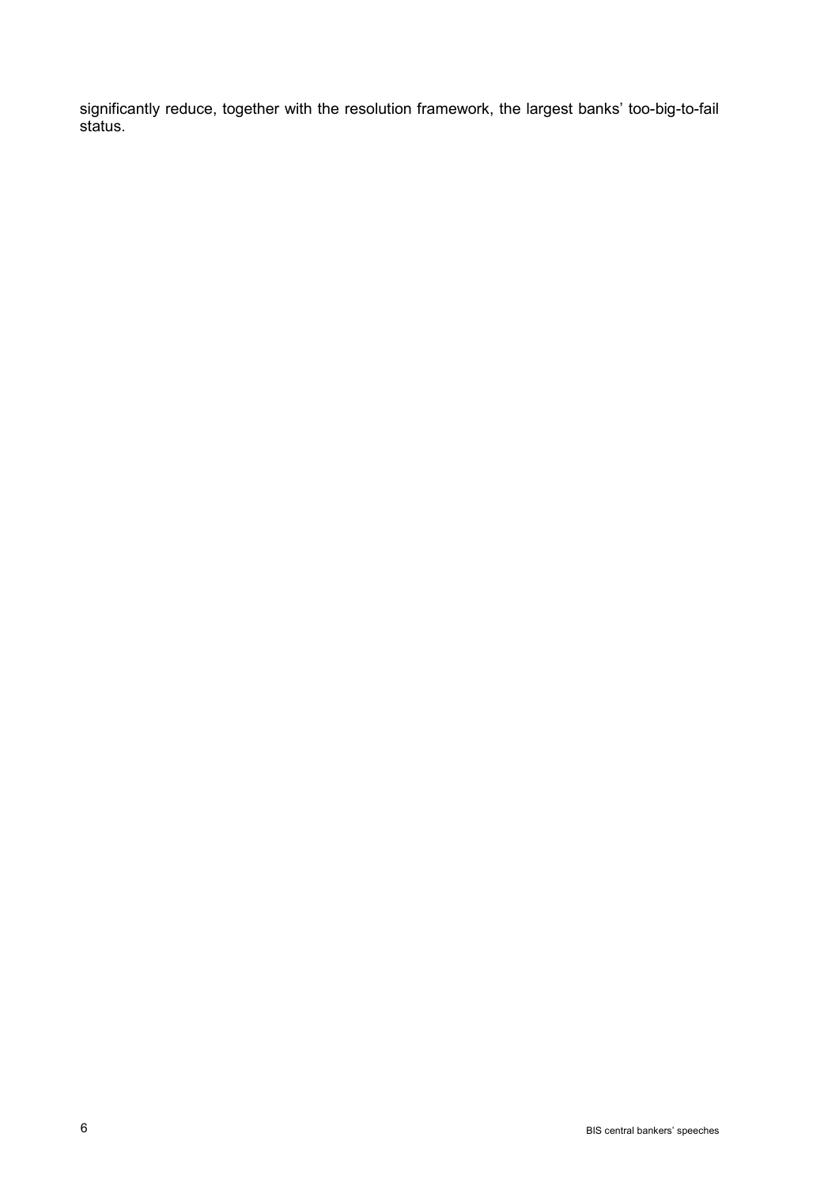significantly reduce, together with the resolution framework, the largest banks' too-big-to-fail status.